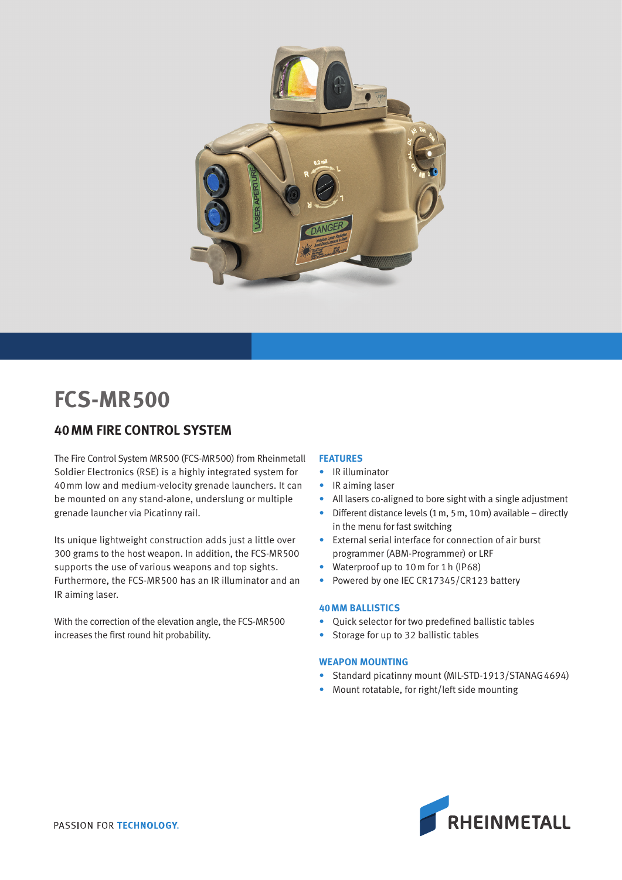# FCS-MR500

## 40 MM FIRE CONTROL SYSTEM

The Fire Control System MR500 (FCS-MR500) from Rheinmetall Soldier Electronics (RSE) is a highly integrated system for 40 mm low and medium-velocity grenade launchers. It can be mounted on any stand-alone, underslung or multiple grenade launcher via Picatinny rail.

Its unique lightweight construction adds just a little over 300 grams to the host weapon. In addition, the FCS-MR500 supports the use of various weapons and top sights. Furthermore, the FCS-MR500 has an IR illuminator and an IR aiming laser.

With the correction of the elevation angle, the FCS-MR500 increases the first round hit probability.

### FEATURES

- IR illuminator
- IR aiming laser
- All lasers co-aligned to bore sight with a single adjustment
- Different distance levels (1 m, 5 m, 10 m) available – directly in the menu for fast switching
- External serial interface for connection of air burst programmer (ABM-Programmer) or LRF
- Waterproof up to 10 m for 1 h (IP68)
- Powered by one IEC CR17345/CR123 battery

### 40 MM BALLISTICS

- Quick selector for two predefined ballistic tables
- Storage for up to 32 ballistic tables

### WEAPON MOUNTING

- Standard picatinny mount (MIL-STD-1913/STANAG 4694)
- Mount rotatable, for right/left side mounting

PASSION FOR **TECHNOLOGY.**

RHEINMETALL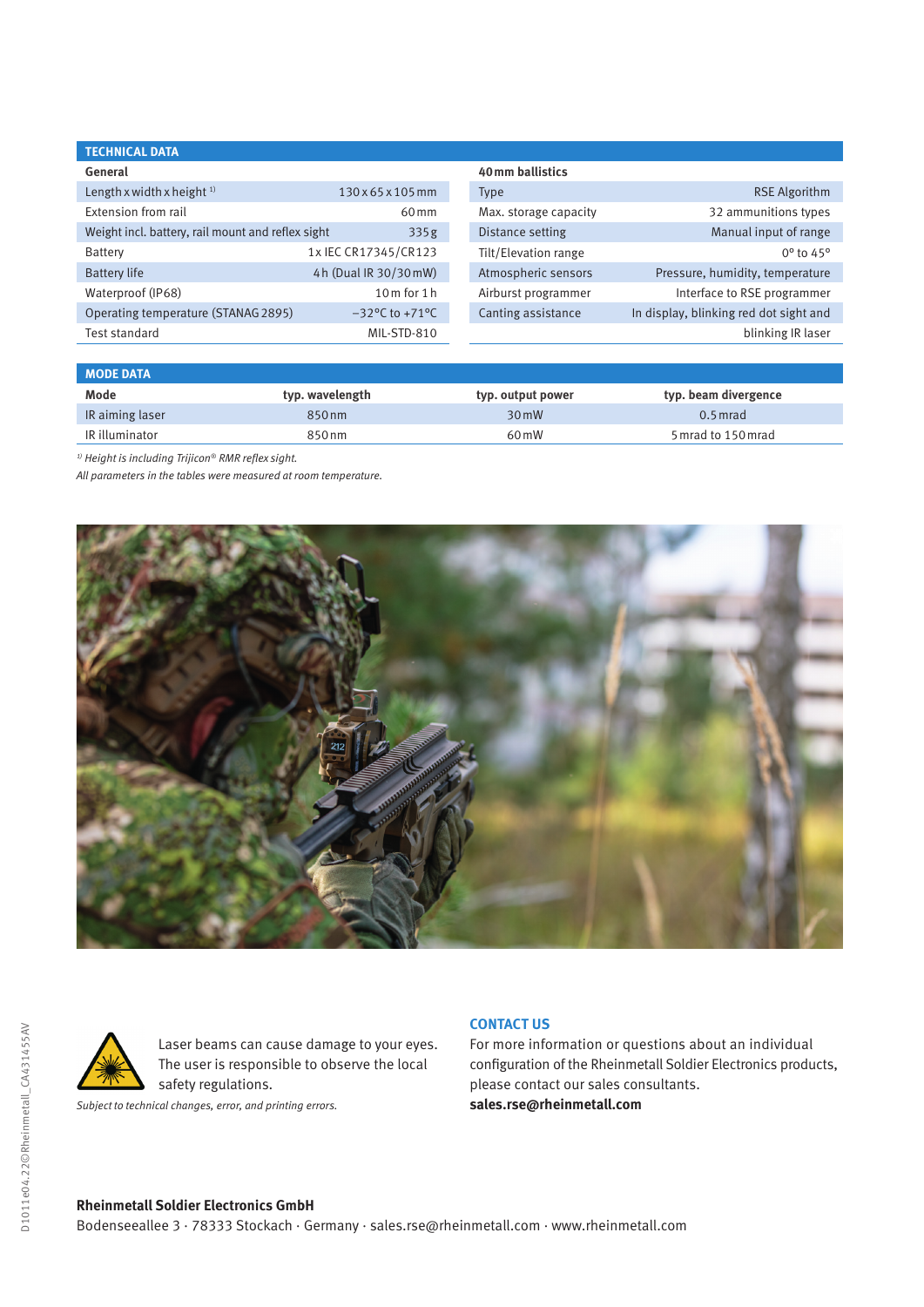## TECHNICAL DATA

| General | |
|---|---|
| Length x width x height [1] | 130 x 65 x 105 mm |
| Extension from rail | 60 mm |
| Weight incl. battery, rail mount and reflex sight | 335 g |
| Battery | 1 x IEC CR17345/CR123 |
| Battery life | 4 h (Dual IR 30/30 mW) |
| Waterproof (IP68) | 10 m for 1 h |
| Operating temperature (STANAG 2895) | −32 °C to +71 °C |
| Test standard | MIL-STD-810 |

| 40 mm ballistics | |
|---|---|
| Type | RSE Algorithm |
| Max. storage capacity | 32 ammunitions types |
| Distance setting | Manual input of range |
| Tilt/Elevation range | 0° to 45° |
| Atmospheric sensors | Pressure, humidity, temperature |
| Airburst programmer | Interface to RSE programmer |
| Canting assistance | In display, blinking red dot sight and blinking IR laser |

## MODE DATA

| Mode | typ. wavelength | typ. output power | typ. beam divergence |
|---|---|---|---|
| IR aiming laser | 850 nm | 30 mW | 0.5 mrad |
| IR illuminator | 850 nm | 60 mW | 5 mrad to 150 mrad |

*[1] Height is including Trijicon® RMR reflex sight.*

*All parameters in the tables were measured at room temperature.*

Laser beams can cause damage to your eyes. The user is responsible to observe the local safety regulations.

*Subject to technical changes, error, and printing errors.*

### CONTACT US

For more information or questions about an individual configuration of the Rheinmetall Soldier Electronics products, please contact our sales consultants.

**sales.rse@rheinmetall.com**

**Rheinmetall Soldier Electronics GmbH**

Bodenseeallee 3 · 78333 Stockach · Germany · sales.rse@rheinmetall.com · www.rheinmetall.com

D1011e04.22©Rheinmetall_CA431455AV